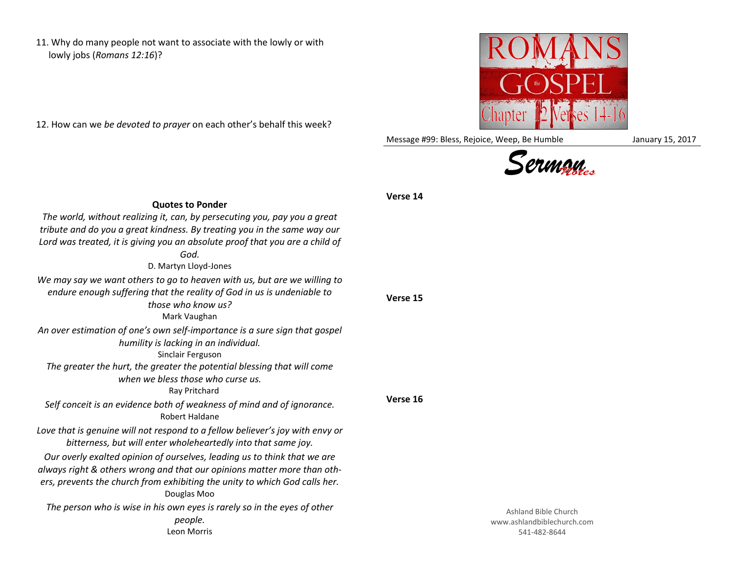11. Why do many people not want to associate with the lowly or with lowly jobs (*Romans 12:16*)?

12. How can we *be devoted to prayer* on each other's behalf this week?

**Quotes to Ponder**

*The world, without realizing it, can, by persecuting you, pay you a great tribute and do you a great kindness. By treating you in the same way our Lord was treated, it is giving you an absolute proof that you are a child of God.*
D. Martyn Lloyd-Jones

*We may say we want others to go to heaven with us, but are we willing to endure enough suffering that the reality of God in us is undeniable to those who know us?*
Mark Vaughan

*An over estimation of one's own self-importance is a sure sign that gospel humility is lacking in an individual.*
Sinclair Ferguson

*The greater the hurt, the greater the potential blessing that will come when we bless those who curse us.*
Ray Pritchard

*Self conceit is an evidence both of weakness of mind and of ignorance.*
Robert Haldane

*Love that is genuine will not respond to a fellow believer's joy with envy or bitterness, but will enter wholeheartedly into that same joy.*

*Our overly exalted opinion of ourselves, leading us to think that we are always right & others wrong and that our opinions matter more than others, prevents the church from exhibiting the unity to which God calls her.*
Douglas Moo

*The person who is wise in his own eyes is rarely so in the eyes of other people.*
Leon Morris

ROMANS the GOSPEL Chapter 12 Verses 14-16

Message #99: Bless, Rejoice, Weep, Be Humble — January 15, 2017

*Sermon Notes*

**Verse 14**

**Verse 15**

**Verse 16**

Ashland Bible Church
www.ashlandbiblechurch.com
541-482-8644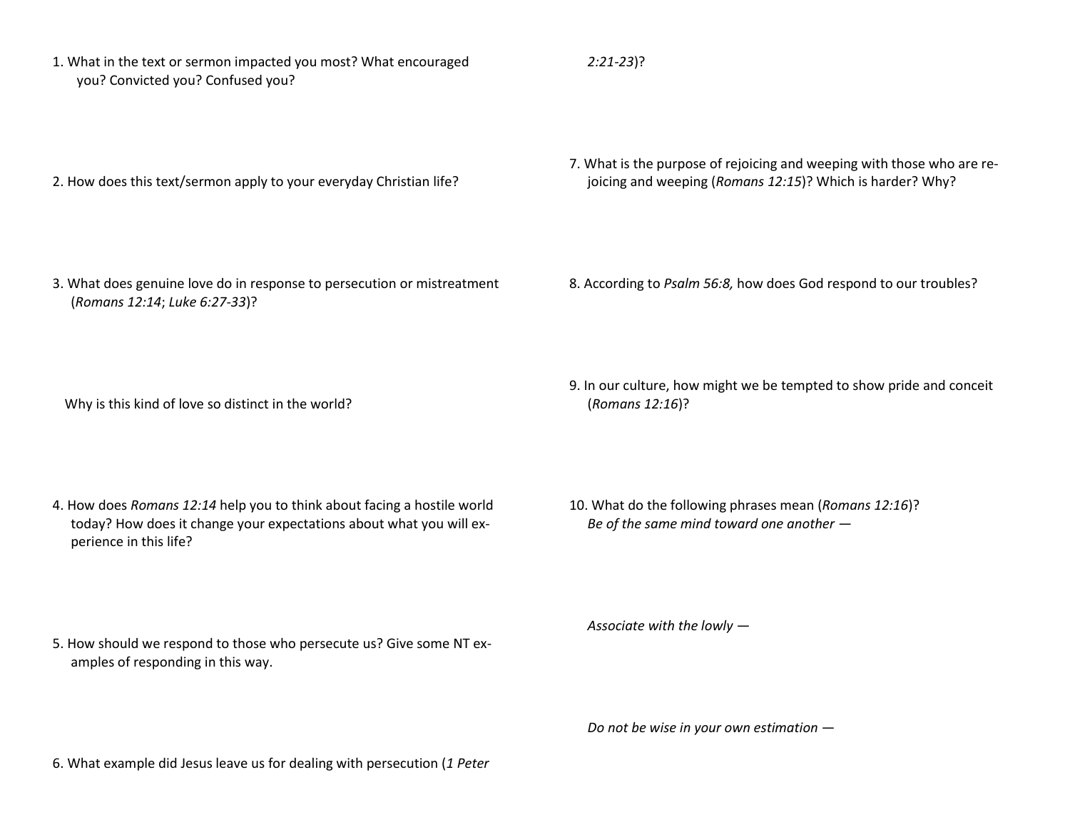1. What in the text or sermon impacted you most? What encouraged you? Convicted you? Confused you?

2. How does this text/sermon apply to your everyday Christian life?

3. What does genuine love do in response to persecution or mistreatment (*Romans 12:14*; *Luke 6:27-33*)?

   Why is this kind of love so distinct in the world?

4. How does *Romans 12:14* help you to think about facing a hostile world today? How does it change your expectations about what you will experience in this life?

5. How should we respond to those who persecute us? Give some NT examples of responding in this way.

6. What example did Jesus leave us for dealing with persecution (*1 Peter 2:21-23*)?

7. What is the purpose of rejoicing and weeping with those who are rejoicing and weeping (*Romans 12:15*)? Which is harder? Why?

8. According to *Psalm 56:8,* how does God respond to our troubles?

9. In our culture, how might we be tempted to show pride and conceit (*Romans 12:16*)?

10. What do the following phrases mean (*Romans 12:16*)?

    *Be of the same mind toward one another —*

    *Associate with the lowly —*

    *Do not be wise in your own estimation —*